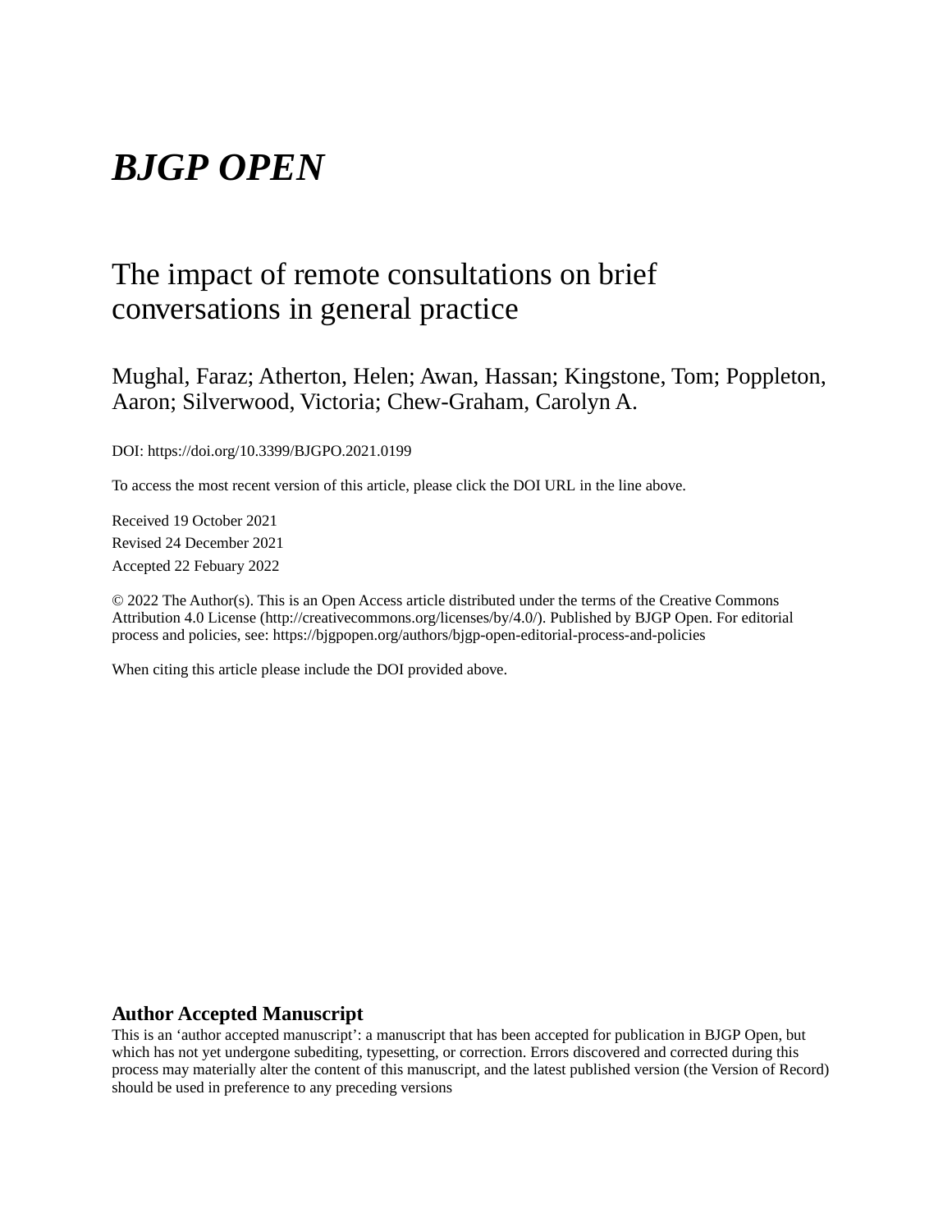# *BJGP OPEN*

## The impact of remote consultations on brief conversations in general practice

Mughal, Faraz; Atherton, Helen; Awan, Hassan; Kingstone, Tom; Poppleton, Aaron; Silverwood, Victoria; Chew-Graham, Carolyn A.

DOI: https://doi.org/10.3399/BJGPO.2021.0199

To access the most recent version of this article, please click the DOI URL in the line above.

Received 19 October 2021

Revised 24 December 2021

Accepted 22 Febuary 2022

© 2022 The Author(s). This is an Open Access article distributed under the terms of the Creative Commons Attribution 4.0 License (http://creativecommons.org/licenses/by/4.0/). Published by BJGP Open. For editorial process and policies, see: https://bjgpopen.org/authors/bjgp-open-editorial-process-and-policies

When citing this article please include the DOI provided above.

### Author Accepted Manuscript

This is an 'author accepted manuscript': a manuscript that has been accepted for publication in BJGP Open, but which has not yet undergone subediting, typesetting, or correction. Errors discovered and corrected during this process may materially alter the content of this manuscript, and the latest published version (the Version of Record) should be used in preference to any preceding versions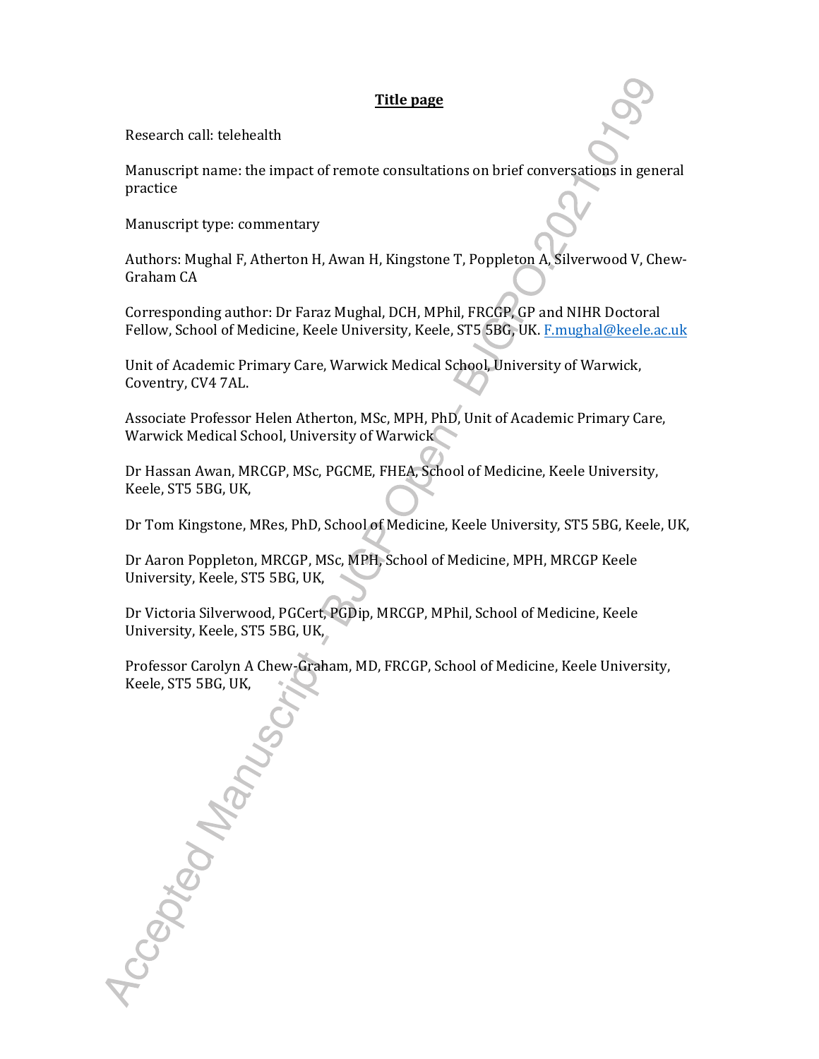# Title page

Research call: telehealth

Manuscript name: the impact of remote consultations on brief conversations in general practice

Manuscript type: commentary

Authors: Mughal F, Atherton H, Awan H, Kingstone T, Poppleton A, Silverwood V, Chew-Graham CA

Corresponding author: Dr Faraz Mughal, DCH, MPhil, FRCGP, GP and NIHR Doctoral Fellow, School of Medicine, Keele University, Keele, ST5 5BG, UK. F.mughal@keele.ac.uk

Unit of Academic Primary Care, Warwick Medical School, University of Warwick, Coventry, CV4 7AL.

Associate Professor Helen Atherton, MSc, MPH, PhD, Unit of Academic Primary Care, Warwick Medical School, University of Warwick

Dr Hassan Awan, MRCGP, MSc, PGCME, FHEA, School of Medicine, Keele University, Keele, ST5 5BG, UK,

Dr Tom Kingstone, MRes, PhD, School of Medicine, Keele University, ST5 5BG, Keele, UK,

Dr Aaron Poppleton, MRCGP, MSc, MPH, School of Medicine, MPH, MRCGP Keele University, Keele, ST5 5BG, UK,

Dr Victoria Silverwood, PGCert, PGDip, MRCGP, MPhil, School of Medicine, Keele University, Keele, ST5 5BG, UK,

Professor Carolyn A Chew-Graham, MD, FRCGP, School of Medicine, Keele University, Keele, ST5 5BG, UK,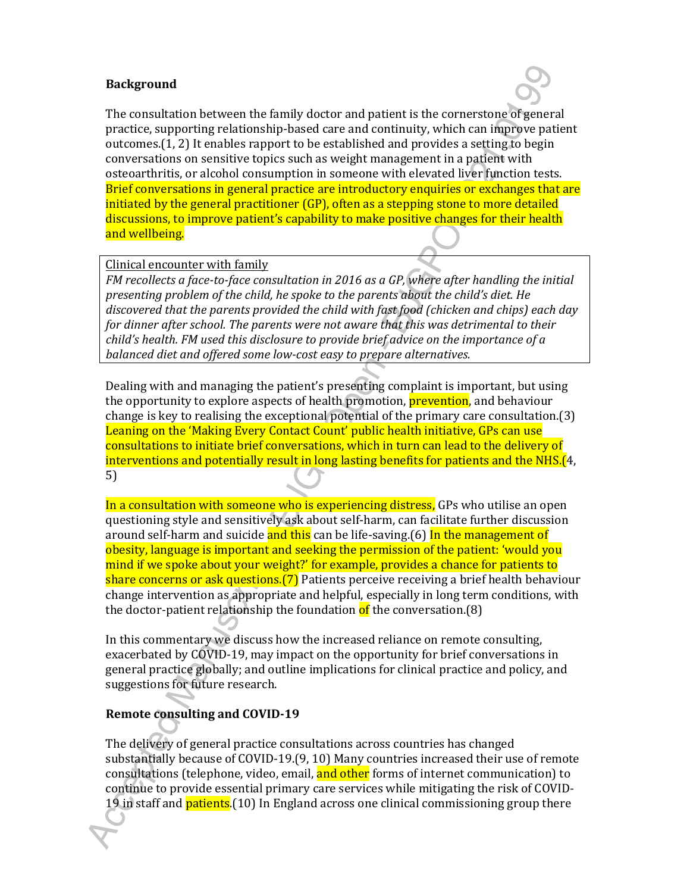**Background**

The consultation between the family doctor and patient is the cornerstone of general practice, supporting relationship-based care and continuity, which can improve patient outcomes.(1, 2) It enables rapport to be established and provides a setting to begin conversations on sensitive topics such as weight management in a patient with osteoarthritis, or alcohol consumption in someone with elevated liver function tests. Brief conversations in general practice are introductory enquiries or exchanges that are initiated by the general practitioner (GP), often as a stepping stone to more detailed discussions, to improve patient's capability to make positive changes for their health and wellbeing.

> Clinical encounter with family
>
> *FM recollects a face-to-face consultation in 2016 as a GP, where after handling the initial presenting problem of the child, he spoke to the parents about the child's diet. He discovered that the parents provided the child with fast food (chicken and chips) each day for dinner after school. The parents were not aware that this was detrimental to their child's health. FM used this disclosure to provide brief advice on the importance of a balanced diet and offered some low-cost easy to prepare alternatives.*

Dealing with and managing the patient's presenting complaint is important, but using the opportunity to explore aspects of health promotion, prevention, and behaviour change is key to realising the exceptional potential of the primary care consultation.(3) Leaning on the 'Making Every Contact Count' public health initiative, GPs can use consultations to initiate brief conversations, which in turn can lead to the delivery of interventions and potentially result in long lasting benefits for patients and the NHS.(4, 5)

In a consultation with someone who is experiencing distress, GPs who utilise an open questioning style and sensitively ask about self-harm, can facilitate further discussion around self-harm and suicide and this can be life-saving.(6) In the management of obesity, language is important and seeking the permission of the patient: 'would you mind if we spoke about your weight?' for example, provides a chance for patients to share concerns or ask questions.(7) Patients perceive receiving a brief health behaviour change intervention as appropriate and helpful, especially in long term conditions, with the doctor-patient relationship the foundation of the conversation.(8)

In this commentary we discuss how the increased reliance on remote consulting, exacerbated by COVID-19, may impact on the opportunity for brief conversations in general practice globally; and outline implications for clinical practice and policy, and suggestions for future research.

**Remote consulting and COVID-19**

The delivery of general practice consultations across countries has changed substantially because of COVID-19.(9, 10) Many countries increased their use of remote consultations (telephone, video, email, and other forms of internet communication) to continue to provide essential primary care services while mitigating the risk of COVID-19 in staff and patients.(10) In England across one clinical commissioning group there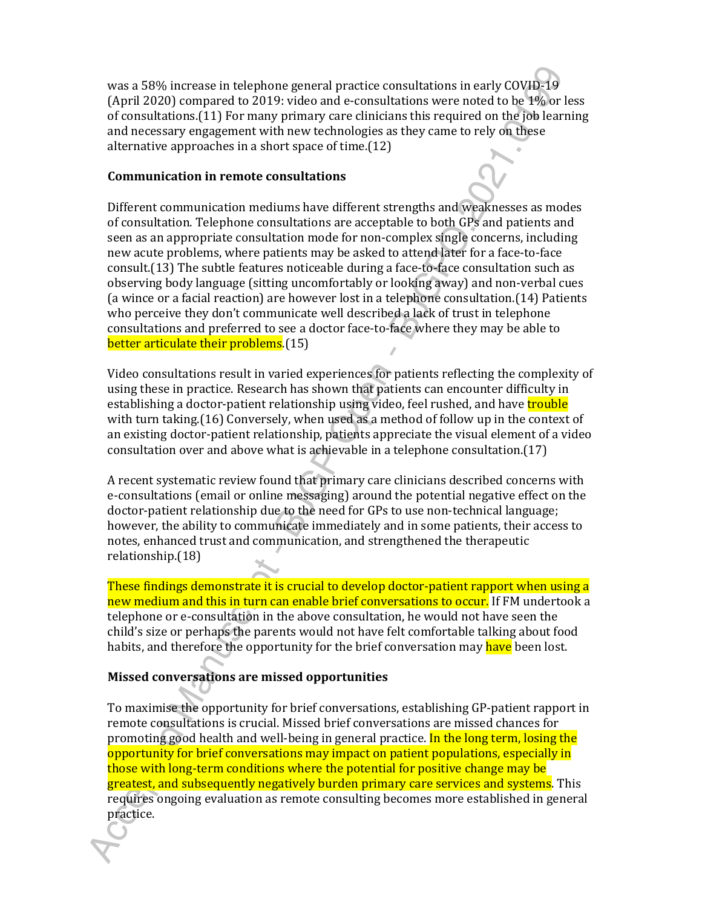was a 58% increase in telephone general practice consultations in early COVID-19 (April 2020) compared to 2019: video and e-consultations were noted to be 1% or less of consultations.(11) For many primary care clinicians this required on the job learning and necessary engagement with new technologies as they came to rely on these alternative approaches in a short space of time.(12)

### Communication in remote consultations

Different communication mediums have different strengths and weaknesses as modes of consultation. Telephone consultations are acceptable to both GPs and patients and seen as an appropriate consultation mode for non-complex single concerns, including new acute problems, where patients may be asked to attend later for a face-to-face consult.(13) The subtle features noticeable during a face-to-face consultation such as observing body language (sitting uncomfortably or looking away) and non-verbal cues (a wince or a facial reaction) are however lost in a telephone consultation.(14) Patients who perceive they don't communicate well described a lack of trust in telephone consultations and preferred to see a doctor face-to-face where they may be able to better articulate their problems.(15)

Video consultations result in varied experiences for patients reflecting the complexity of using these in practice. Research has shown that patients can encounter difficulty in establishing a doctor-patient relationship using video, feel rushed, and have trouble with turn taking.(16) Conversely, when used as a method of follow up in the context of an existing doctor-patient relationship, patients appreciate the visual element of a video consultation over and above what is achievable in a telephone consultation.(17)

A recent systematic review found that primary care clinicians described concerns with e-consultations (email or online messaging) around the potential negative effect on the doctor-patient relationship due to the need for GPs to use non-technical language; however, the ability to communicate immediately and in some patients, their access to notes, enhanced trust and communication, and strengthened the therapeutic relationship.(18)

These findings demonstrate it is crucial to develop doctor-patient rapport when using a new medium and this in turn can enable brief conversations to occur. If FM undertook a telephone or e-consultation in the above consultation, he would not have seen the child's size or perhaps the parents would not have felt comfortable talking about food habits, and therefore the opportunity for the brief conversation may have been lost.

### Missed conversations are missed opportunities

To maximise the opportunity for brief conversations, establishing GP-patient rapport in remote consultations is crucial. Missed brief conversations are missed chances for promoting good health and well-being in general practice. In the long term, losing the opportunity for brief conversations may impact on patient populations, especially in those with long-term conditions where the potential for positive change may be greatest, and subsequently negatively burden primary care services and systems. This requires ongoing evaluation as remote consulting becomes more established in general practice.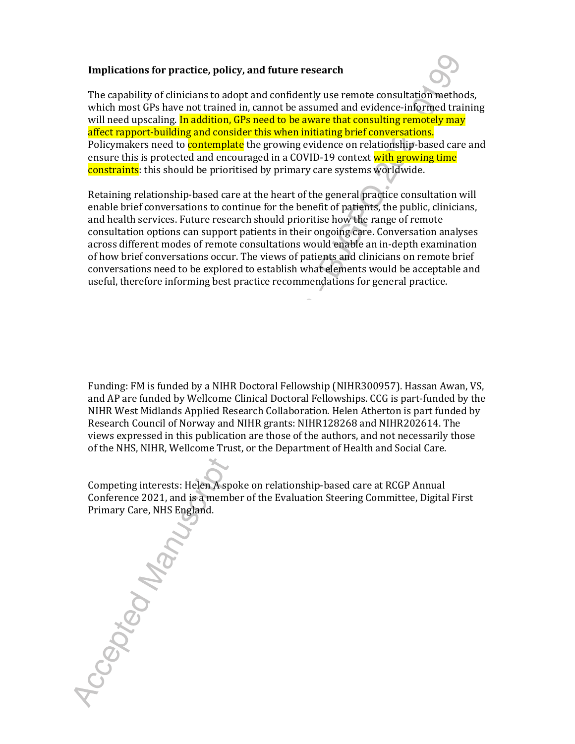**Implications for practice, policy, and future research**

The capability of clinicians to adopt and confidently use remote consultation methods, which most GPs have not trained in, cannot be assumed and evidence-informed training will need upscaling. In addition, GPs need to be aware that consulting remotely may affect rapport-building and consider this when initiating brief conversations. Policymakers need to contemplate the growing evidence on relationship-based care and ensure this is protected and encouraged in a COVID-19 context with growing time constraints: this should be prioritised by primary care systems worldwide.

Retaining relationship-based care at the heart of the general practice consultation will enable brief conversations to continue for the benefit of patients, the public, clinicians, and health services. Future research should prioritise how the range of remote consultation options can support patients in their ongoing care. Conversation analyses across different modes of remote consultations would enable an in-depth examination of how brief conversations occur. The views of patients and clinicians on remote brief conversations need to be explored to establish what elements would be acceptable and useful, therefore informing best practice recommendations for general practice.

Funding: FM is funded by a NIHR Doctoral Fellowship (NIHR300957). Hassan Awan, VS, and AP are funded by Wellcome Clinical Doctoral Fellowships. CCG is part-funded by the NIHR West Midlands Applied Research Collaboration. Helen Atherton is part funded by Research Council of Norway and NIHR grants: NIHR128268 and NIHR202614. The views expressed in this publication are those of the authors, and not necessarily those of the NHS, NIHR, Wellcome Trust, or the Department of Health and Social Care.

Competing interests: Helen A spoke on relationship-based care at RCGP Annual Conference 2021, and is a member of the Evaluation Steering Committee, Digital First Primary Care, NHS England.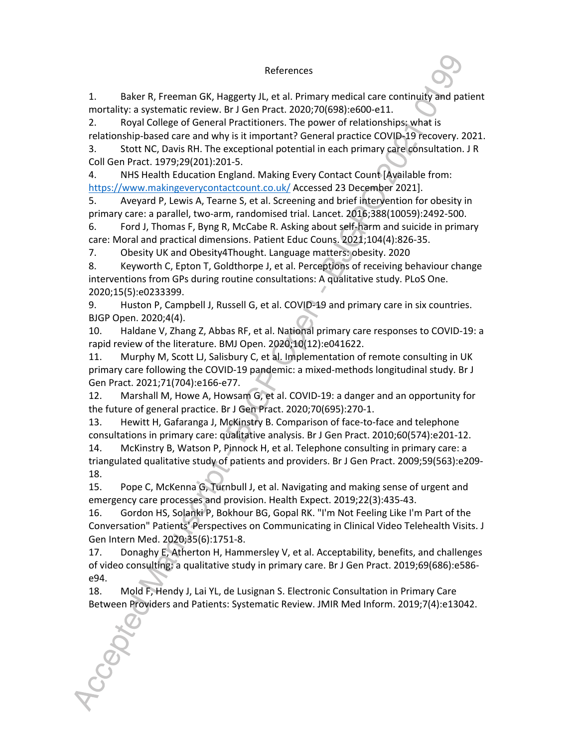# References

1. Baker R, Freeman GK, Haggerty JL, et al. Primary medical care continuity and patient mortality: a systematic review. Br J Gen Pract. 2020;70(698):e600-e11.
2. Royal College of General Practitioners. The power of relationships: what is relationship-based care and why is it important? General practice COVID-19 recovery. 2021.
3. Stott NC, Davis RH. The exceptional potential in each primary care consultation. J R Coll Gen Pract. 1979;29(201):201-5.
4. NHS Health Education England. Making Every Contact Count [Available from: https://www.makingeverycontactcount.co.uk/ Accessed 23 December 2021].
5. Aveyard P, Lewis A, Tearne S, et al. Screening and brief intervention for obesity in primary care: a parallel, two-arm, randomised trial. Lancet. 2016;388(10059):2492-500.
6. Ford J, Thomas F, Byng R, McCabe R. Asking about self-harm and suicide in primary care: Moral and practical dimensions. Patient Educ Couns. 2021;104(4):826-35.
7. Obesity UK and Obesity4Thought. Language matters: obesity. 2020
8. Keyworth C, Epton T, Goldthorpe J, et al. Perceptions of receiving behaviour change interventions from GPs during routine consultations: A qualitative study. PLoS One. 2020;15(5):e0233399.
9. Huston P, Campbell J, Russell G, et al. COVID-19 and primary care in six countries. BJGP Open. 2020;4(4).
10. Haldane V, Zhang Z, Abbas RF, et al. National primary care responses to COVID-19: a rapid review of the literature. BMJ Open. 2020;10(12):e041622.
11. Murphy M, Scott LJ, Salisbury C, et al. Implementation of remote consulting in UK primary care following the COVID-19 pandemic: a mixed-methods longitudinal study. Br J Gen Pract. 2021;71(704):e166-e77.
12. Marshall M, Howe A, Howsam G, et al. COVID-19: a danger and an opportunity for the future of general practice. Br J Gen Pract. 2020;70(695):270-1.
13. Hewitt H, Gafaranga J, McKinstry B. Comparison of face-to-face and telephone consultations in primary care: qualitative analysis. Br J Gen Pract. 2010;60(574):e201-12.
14. McKinstry B, Watson P, Pinnock H, et al. Telephone consulting in primary care: a triangulated qualitative study of patients and providers. Br J Gen Pract. 2009;59(563):e209-18.
15. Pope C, McKenna G, Turnbull J, et al. Navigating and making sense of urgent and emergency care processes and provision. Health Expect. 2019;22(3):435-43.
16. Gordon HS, Solanki P, Bokhour BG, Gopal RK. "I'm Not Feeling Like I'm Part of the Conversation" Patients' Perspectives on Communicating in Clinical Video Telehealth Visits. J Gen Intern Med. 2020;35(6):1751-8.
17. Donaghy E, Atherton H, Hammersley V, et al. Acceptability, benefits, and challenges of video consulting: a qualitative study in primary care. Br J Gen Pract. 2019;69(686):e586-e94.
18. Mold F, Hendy J, Lai YL, de Lusignan S. Electronic Consultation in Primary Care Between Providers and Patients: Systematic Review. JMIR Med Inform. 2019;7(4):e13042.